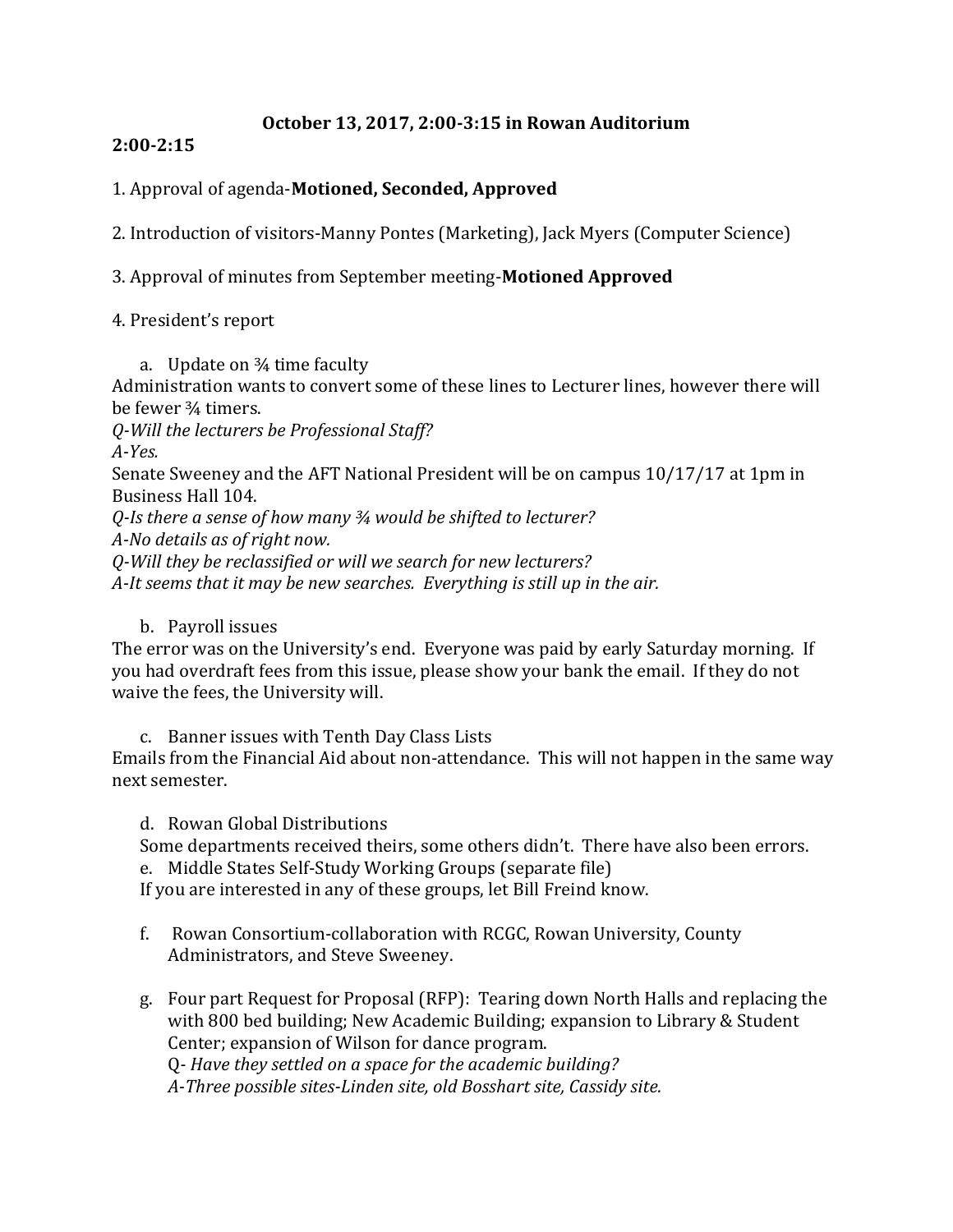**October 13, 2017, 2:00-3:15 in Rowan Auditorium**

**2:00-2:15**

1. Approval of agenda-**Motioned, Seconded, Approved**

2. Introduction of visitors-Manny Pontes (Marketing), Jack Myers (Computer Science)

3. Approval of minutes from September meeting-**Motioned Approved**

4. President's report

   a. Update on ¾ time faculty

Administration wants to convert some of these lines to Lecturer lines, however there will be fewer ¾ timers.

*Q-Will the lecturers be Professional Staff?*

*A-Yes.*

Senate Sweeney and the AFT National President will be on campus 10/17/17 at 1pm in Business Hall 104.

*Q-Is there a sense of how many ¾ would be shifted to lecturer?*

*A-No details as of right now.*

*Q-Will they be reclassified or will we search for new lecturers?*

*A-It seems that it may be new searches. Everything is still up in the air.*

   b. Payroll issues

The error was on the University's end. Everyone was paid by early Saturday morning. If you had overdraft fees from this issue, please show your bank the email. If they do not waive the fees, the University will.

   c. Banner issues with Tenth Day Class Lists

Emails from the Financial Aid about non-attendance. This will not happen in the same way next semester.

   d. Rowan Global Distributions

   Some departments received theirs, some others didn't. There have also been errors.

   e. Middle States Self-Study Working Groups (separate file)

   If you are interested in any of these groups, let Bill Freind know.

   f. Rowan Consortium-collaboration with RCGC, Rowan University, County Administrators, and Steve Sweeney.

   g. Four part Request for Proposal (RFP): Tearing down North Halls and replacing the with 800 bed building; New Academic Building; expansion to Library & Student Center; expansion of Wilson for dance program.

   Q- *Have they settled on a space for the academic building?*

   *A-Three possible sites-Linden site, old Bosshart site, Cassidy site.*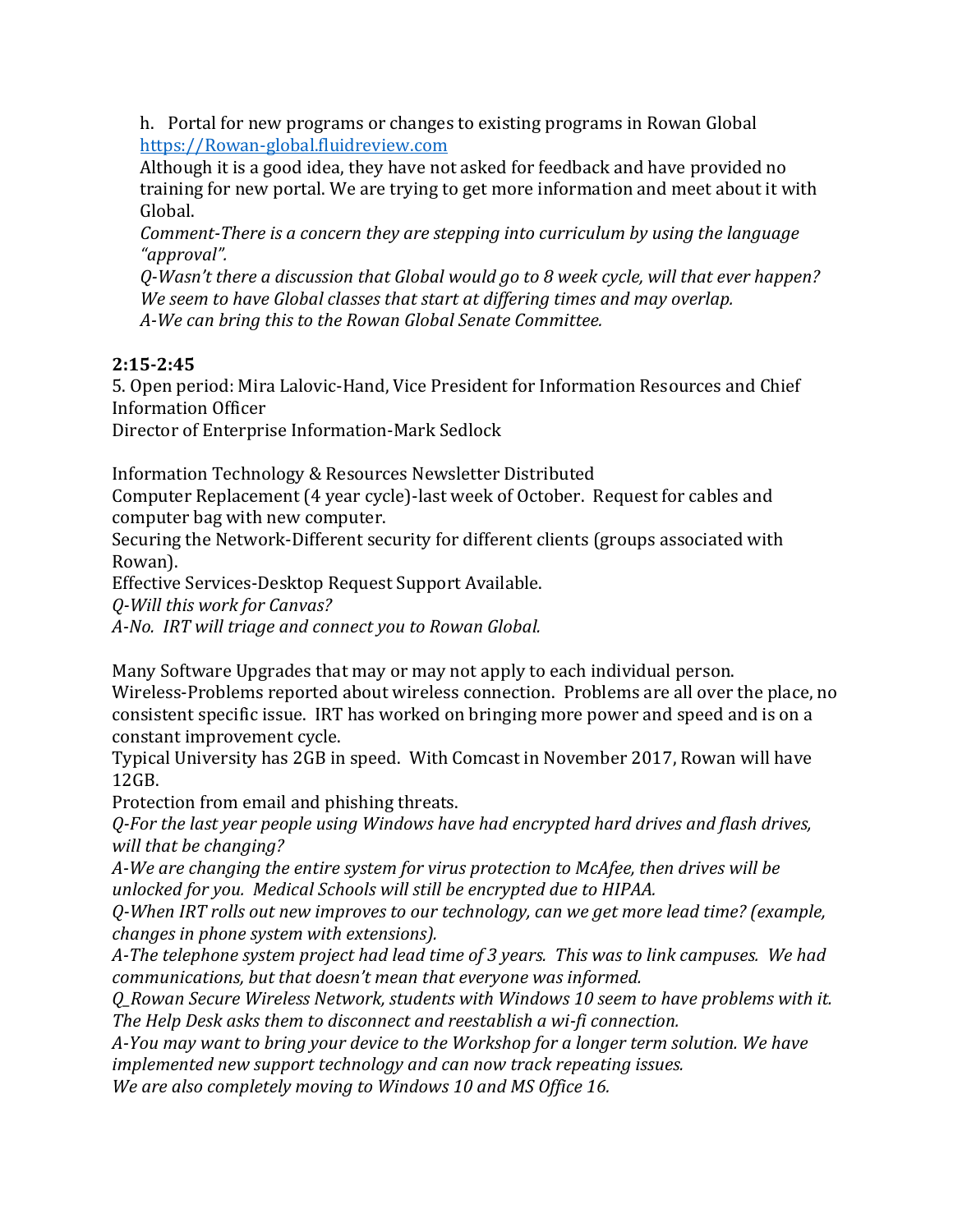h. Portal for new programs or changes to existing programs in Rowan Global [https://Rowan-global.fluidreview.com](https://Rowan-global.fluidreview.com)

Although it is a good idea, they have not asked for feedback and have provided no training for new portal. We are trying to get more information and meet about it with Global.

*Comment-There is a concern they are stepping into curriculum by using the language "approval".*

*Q-Wasn't there a discussion that Global would go to 8 week cycle, will that ever happen? We seem to have Global classes that start at differing times and may overlap.*

*A-We can bring this to the Rowan Global Senate Committee.*

**2:15-2:45**

5. Open period: Mira Lalovic-Hand, Vice President for Information Resources and Chief Information Officer

Director of Enterprise Information-Mark Sedlock

Information Technology & Resources Newsletter Distributed

Computer Replacement (4 year cycle)-last week of October. Request for cables and computer bag with new computer.

Securing the Network-Different security for different clients (groups associated with Rowan).

Effective Services-Desktop Request Support Available.

*Q-Will this work for Canvas?*

*A-No. IRT will triage and connect you to Rowan Global.*

Many Software Upgrades that may or may not apply to each individual person.

Wireless-Problems reported about wireless connection. Problems are all over the place, no consistent specific issue. IRT has worked on bringing more power and speed and is on a constant improvement cycle.

Typical University has 2GB in speed. With Comcast in November 2017, Rowan will have 12GB.

Protection from email and phishing threats.

*Q-For the last year people using Windows have had encrypted hard drives and flash drives, will that be changing?*

*A-We are changing the entire system for virus protection to McAfee, then drives will be unlocked for you. Medical Schools will still be encrypted due to HIPAA.*

*Q-When IRT rolls out new improves to our technology, can we get more lead time? (example, changes in phone system with extensions).*

*A-The telephone system project had lead time of 3 years. This was to link campuses. We had communications, but that doesn't mean that everyone was informed.*

*Q_Rowan Secure Wireless Network, students with Windows 10 seem to have problems with it. The Help Desk asks them to disconnect and reestablish a wi-fi connection.*

*A-You may want to bring your device to the Workshop for a longer term solution. We have implemented new support technology and can now track repeating issues.*

*We are also completely moving to Windows 10 and MS Office 16.*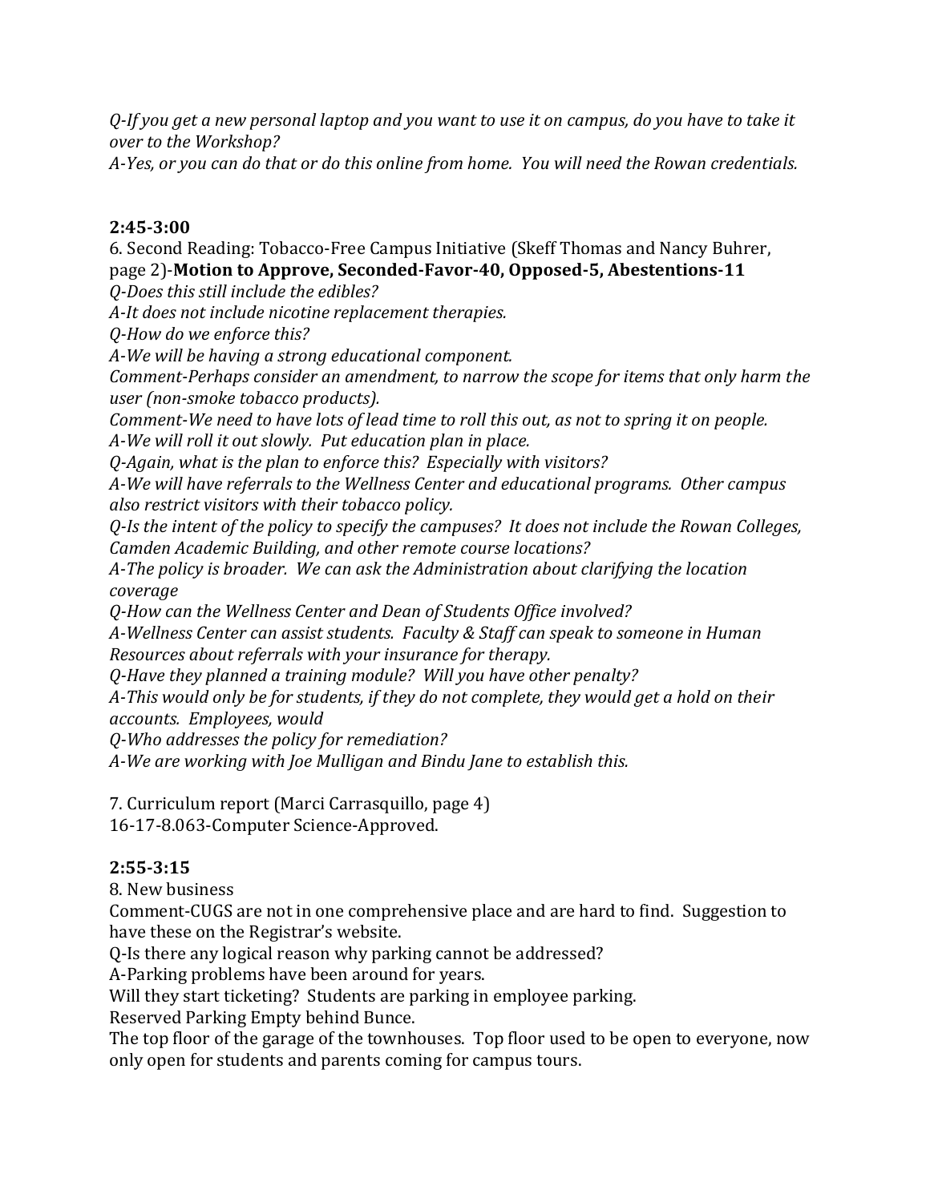*Q-If you get a new personal laptop and you want to use it on campus, do you have to take it over to the Workshop?*
*A-Yes, or you can do that or do this online from home. You will need the Rowan credentials.*

**2:45-3:00**

6. Second Reading: Tobacco-Free Campus Initiative (Skeff Thomas and Nancy Buhrer, page 2)-**Motion to Approve, Seconded-Favor-40, Opposed-5, Abestentions-11**

*Q-Does this still include the edibles?*
*A-It does not include nicotine replacement therapies.*
*Q-How do we enforce this?*
*A-We will be having a strong educational component.*
*Comment-Perhaps consider an amendment, to narrow the scope for items that only harm the user (non-smoke tobacco products).*
*Comment-We need to have lots of lead time to roll this out, as not to spring it on people.*
*A-We will roll it out slowly. Put education plan in place.*
*Q-Again, what is the plan to enforce this? Especially with visitors?*
*A-We will have referrals to the Wellness Center and educational programs. Other campus also restrict visitors with their tobacco policy.*
*Q-Is the intent of the policy to specify the campuses? It does not include the Rowan Colleges, Camden Academic Building, and other remote course locations?*
*A-The policy is broader. We can ask the Administration about clarifying the location coverage*
*Q-How can the Wellness Center and Dean of Students Office involved?*
*A-Wellness Center can assist students. Faculty & Staff can speak to someone in Human Resources about referrals with your insurance for therapy.*
*Q-Have they planned a training module? Will you have other penalty?*
*A-This would only be for students, if they do not complete, they would get a hold on their accounts. Employees, would*
*Q-Who addresses the policy for remediation?*
*A-We are working with Joe Mulligan and Bindu Jane to establish this.*

7. Curriculum report (Marci Carrasquillo, page 4)
16-17-8.063-Computer Science-Approved.

**2:55-3:15**

8. New business

Comment-CUGS are not in one comprehensive place and are hard to find. Suggestion to have these on the Registrar's website.
Q-Is there any logical reason why parking cannot be addressed?
A-Parking problems have been around for years.
Will they start ticketing? Students are parking in employee parking.
Reserved Parking Empty behind Bunce.
The top floor of the garage of the townhouses. Top floor used to be open to everyone, now only open for students and parents coming for campus tours.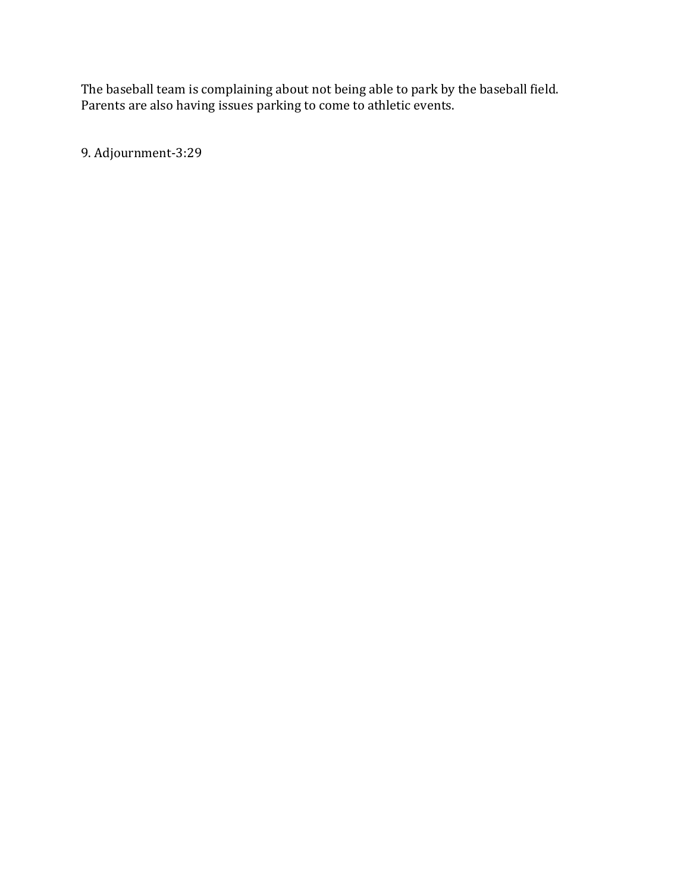The baseball team is complaining about not being able to park by the baseball field. Parents are also having issues parking to come to athletic events.

9. Adjournment-3:29